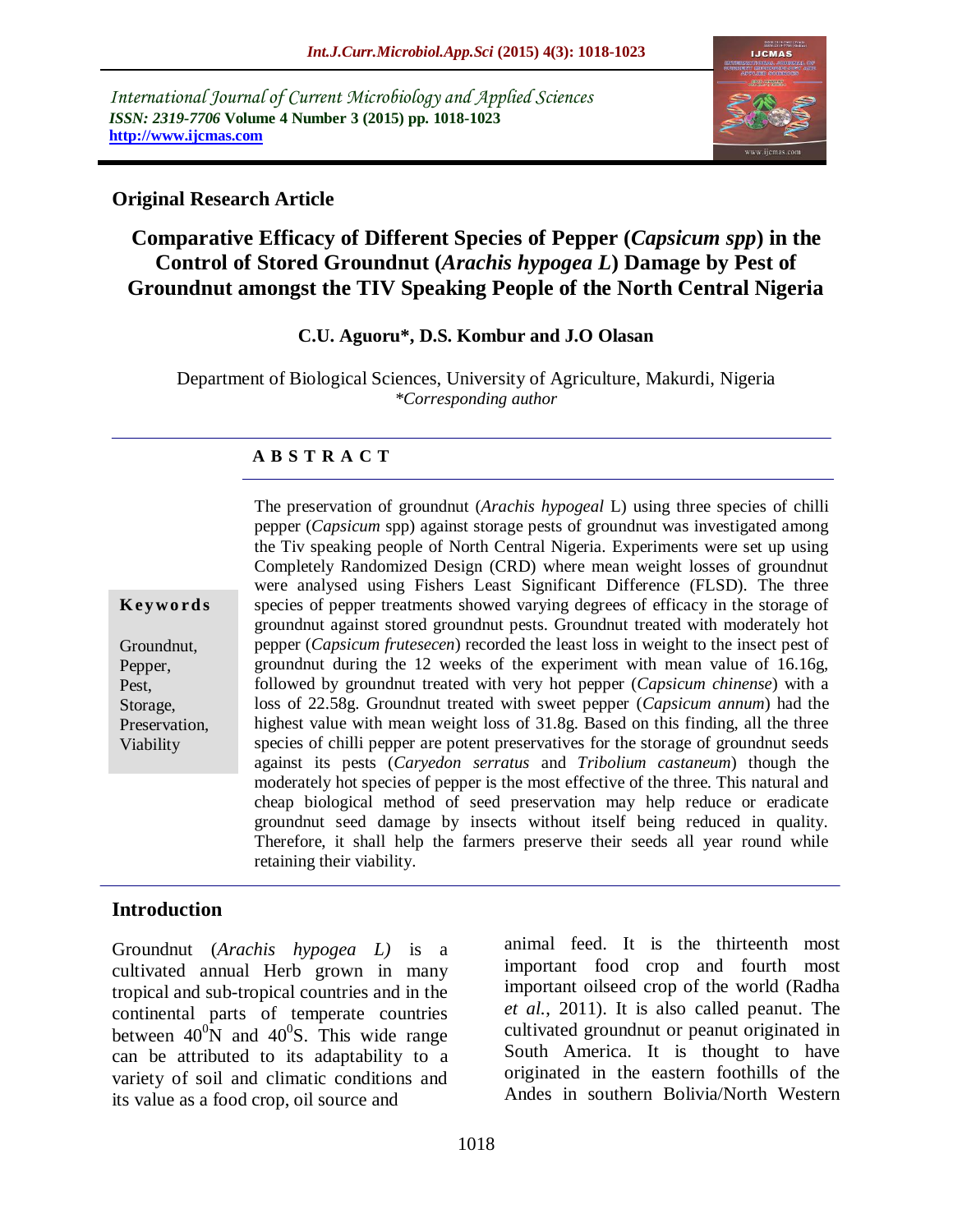International Journal of Current Microbiology and Applied Sciences
*ISSN: 2319-7706* **Volume 4 Number 3 (2015) pp. 1018-1023**
**http://www.ijcmas.com**

**Original Research Article**

# Comparative Efficacy of Different Species of Pepper (*Capsicum spp*) in the Control of Stored Groundnut (*Arachis hypogea L*) Damage by Pest of Groundnut amongst the TIV Speaking People of the North Central Nigeria

**C.U. Aguoru\*, D.S. Kombur and J.O Olasan**

Department of Biological Sciences, University of Agriculture, Makurdi, Nigeria
*\*Corresponding author*

## A B S T R A C T

**Keywords**

Groundnut, Pepper, Pest, Storage, Preservation, Viability

The preservation of groundnut (*Arachis hypogeal* L) using three species of chilli pepper (*Capsicum* spp) against storage pests of groundnut was investigated among the Tiv speaking people of North Central Nigeria. Experiments were set up using Completely Randomized Design (CRD) where mean weight losses of groundnut were analysed using Fishers Least Significant Difference (FLSD). The three species of pepper treatments showed varying degrees of efficacy in the storage of groundnut against stored groundnut pests. Groundnut treated with moderately hot pepper (*Capsicum frutesecen*) recorded the least loss in weight to the insect pest of groundnut during the 12 weeks of the experiment with mean value of 16.16g, followed by groundnut treated with very hot pepper (*Capsicum chinense*) with a loss of 22.58g. Groundnut treated with sweet pepper (*Capsicum annum*) had the highest value with mean weight loss of 31.8g. Based on this finding, all the three species of chilli pepper are potent preservatives for the storage of groundnut seeds against its pests (*Caryedon serratus* and *Tribolium castaneum*) though the moderately hot species of pepper is the most effective of the three. This natural and cheap biological method of seed preservation may help reduce or eradicate groundnut seed damage by insects without itself being reduced in quality. Therefore, it shall help the farmers preserve their seeds all year round while retaining their viability.

## Introduction

Groundnut (*Arachis hypogea L)* is a cultivated annual Herb grown in many tropical and sub-tropical countries and in the continental parts of temperate countries between $40^0$N and $40^0$S. This wide range can be attributed to its adaptability to a variety of soil and climatic conditions and its value as a food crop, oil source and animal feed. It is the thirteenth most important food crop and fourth most important oilseed crop of the world (Radha *et al.*, 2011). It is also called peanut. The cultivated groundnut or peanut originated in South America. It is thought to have originated in the eastern foothills of the Andes in southern Bolivia/North Western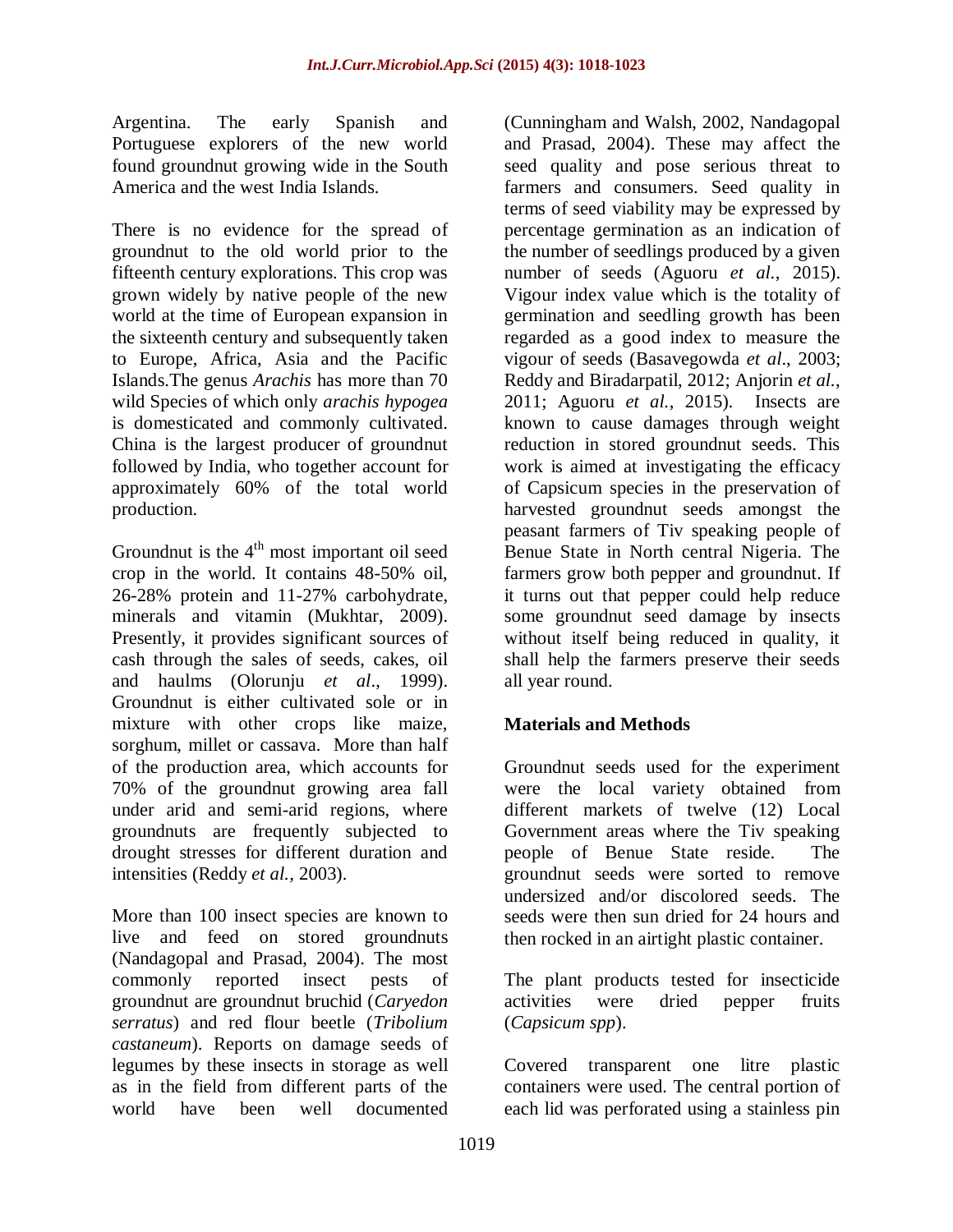Argentina. The early Spanish and Portuguese explorers of the new world found groundnut growing wide in the South America and the west India Islands.

There is no evidence for the spread of groundnut to the old world prior to the fifteenth century explorations. This crop was grown widely by native people of the new world at the time of European expansion in the sixteenth century and subsequently taken to Europe, Africa, Asia and the Pacific Islands.The genus *Arachis* has more than 70 wild Species of which only *arachis hypogea* is domesticated and commonly cultivated. China is the largest producer of groundnut followed by India, who together account for approximately 60% of the total world production.

Groundnut is the 4$^{th}$ most important oil seed crop in the world. It contains 48-50% oil, 26-28% protein and 11-27% carbohydrate, minerals and vitamin (Mukhtar, 2009). Presently, it provides significant sources of cash through the sales of seeds, cakes, oil and haulms (Olorunju *et al*., 1999). Groundnut is either cultivated sole or in mixture with other crops like maize, sorghum, millet or cassava. More than half of the production area, which accounts for 70% of the groundnut growing area fall under arid and semi-arid regions, where groundnuts are frequently subjected to drought stresses for different duration and intensities (Reddy *et al.*, 2003).

More than 100 insect species are known to live and feed on stored groundnuts (Nandagopal and Prasad, 2004). The most commonly reported insect pests of groundnut are groundnut bruchid (*Caryedon serratus*) and red flour beetle (*Tribolium castaneum*). Reports on damage seeds of legumes by these insects in storage as well as in the field from different parts of the world have been well documented (Cunningham and Walsh, 2002, Nandagopal and Prasad, 2004). These may affect the seed quality and pose serious threat to farmers and consumers. Seed quality in terms of seed viability may be expressed by percentage germination as an indication of the number of seedlings produced by a given number of seeds (Aguoru *et al.*, 2015). Vigour index value which is the totality of germination and seedling growth has been regarded as a good index to measure the vigour of seeds (Basavegowda *et al*., 2003; Reddy and Biradarpatil, 2012; Anjorin *et al.*, 2011; Aguoru *et al.*, 2015). Insects are known to cause damages through weight reduction in stored groundnut seeds. This work is aimed at investigating the efficacy of Capsicum species in the preservation of harvested groundnut seeds amongst the peasant farmers of Tiv speaking people of Benue State in North central Nigeria. The farmers grow both pepper and groundnut. If it turns out that pepper could help reduce some groundnut seed damage by insects without itself being reduced in quality, it shall help the farmers preserve their seeds all year round.

## Materials and Methods

Groundnut seeds used for the experiment were the local variety obtained from different markets of twelve (12) Local Government areas where the Tiv speaking people of Benue State reside. The groundnut seeds were sorted to remove undersized and/or discolored seeds. The seeds were then sun dried for 24 hours and then rocked in an airtight plastic container.

The plant products tested for insecticide activities were dried pepper fruits (*Capsicum spp*).

Covered transparent one litre plastic containers were used. The central portion of each lid was perforated using a stainless pin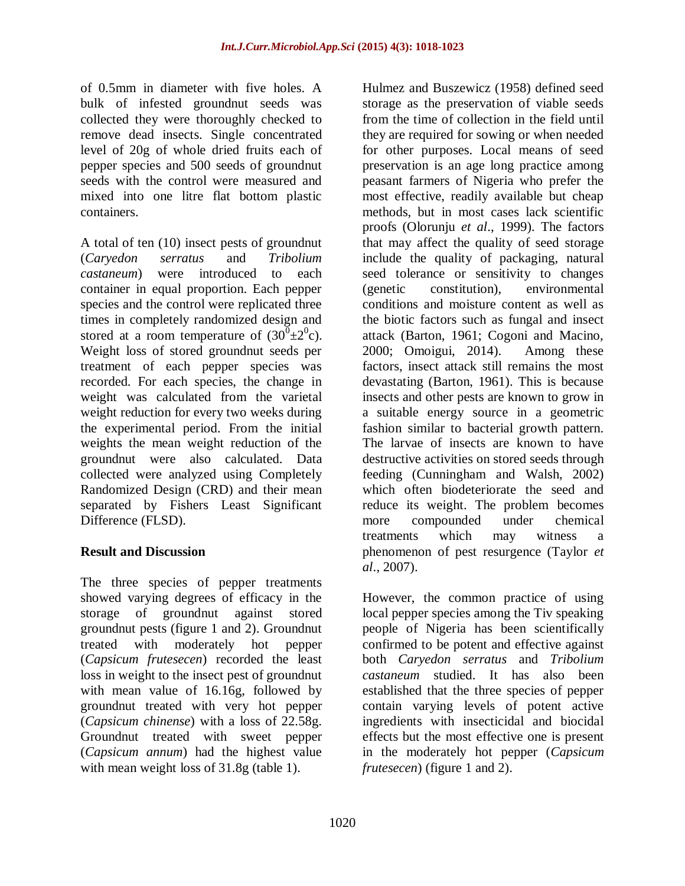of 0.5mm in diameter with five holes. A bulk of infested groundnut seeds was collected they were thoroughly checked to remove dead insects. Single concentrated level of 20g of whole dried fruits each of pepper species and 500 seeds of groundnut seeds with the control were measured and mixed into one litre flat bottom plastic containers.

A total of ten (10) insect pests of groundnut (*Caryedon serratus* and *Tribolium castaneum*) were introduced to each container in equal proportion. Each pepper species and the control were replicated three times in completely randomized design and stored at a room temperature of ($30^0 \pm 2^0$c). Weight loss of stored groundnut seeds per treatment of each pepper species was recorded. For each species, the change in weight was calculated from the varietal weight reduction for every two weeks during the experimental period. From the initial weights the mean weight reduction of the groundnut were also calculated. Data collected were analyzed using Completely Randomized Design (CRD) and their mean separated by Fishers Least Significant Difference (FLSD).

## Result and Discussion

The three species of pepper treatments showed varying degrees of efficacy in the storage of groundnut against stored groundnut pests (figure 1 and 2). Groundnut treated with moderately hot pepper (*Capsicum frutesecen*) recorded the least loss in weight to the insect pest of groundnut with mean value of 16.16g, followed by groundnut treated with very hot pepper (*Capsicum chinense*) with a loss of 22.58g. Groundnut treated with sweet pepper (*Capsicum annum*) had the highest value with mean weight loss of 31.8g (table 1).

Hulmez and Buszewicz (1958) defined seed storage as the preservation of viable seeds from the time of collection in the field until they are required for sowing or when needed for other purposes. Local means of seed preservation is an age long practice among peasant farmers of Nigeria who prefer the most effective, readily available but cheap methods, but in most cases lack scientific proofs (Olorunju *et al*., 1999). The factors that may affect the quality of seed storage include the quality of packaging, natural seed tolerance or sensitivity to changes (genetic constitution), environmental conditions and moisture content as well as the biotic factors such as fungal and insect attack (Barton, 1961; Cogoni and Macino, 2000; Omoigui, 2014). Among these factors, insect attack still remains the most devastating (Barton, 1961). This is because insects and other pests are known to grow in a suitable energy source in a geometric fashion similar to bacterial growth pattern. The larvae of insects are known to have destructive activities on stored seeds through feeding (Cunningham and Walsh, 2002) which often biodeteriorate the seed and reduce its weight. The problem becomes more compounded under chemical treatments which may witness a phenomenon of pest resurgence (Taylor *et al*., 2007).

However, the common practice of using local pepper species among the Tiv speaking people of Nigeria has been scientifically confirmed to be potent and effective against both *Caryedon serratus* and *Tribolium castaneum* studied. It has also been established that the three species of pepper contain varying levels of potent active ingredients with insecticidal and biocidal effects but the most effective one is present in the moderately hot pepper (*Capsicum frutesecen*) (figure 1 and 2).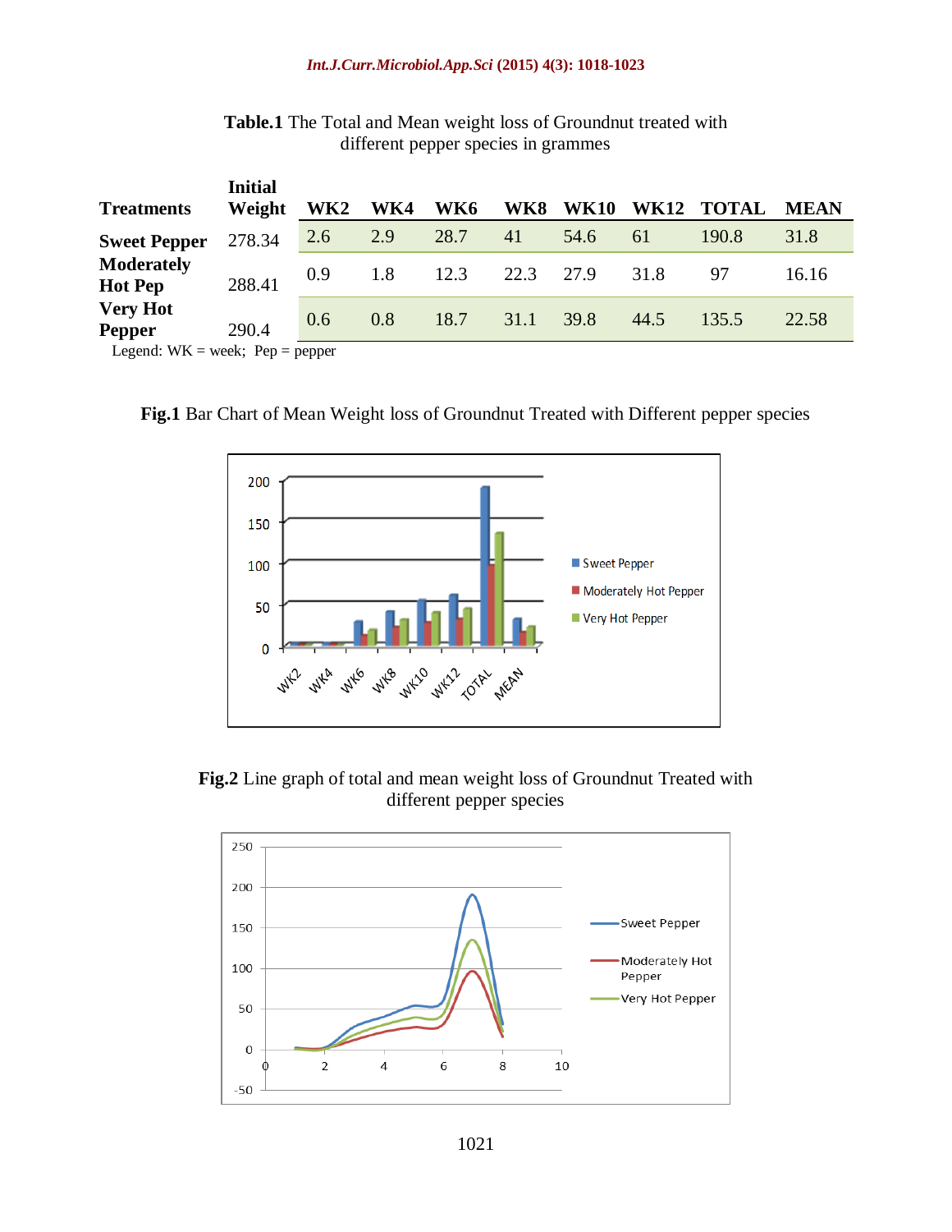**Table.1** The Total and Mean weight loss of Groundnut treated with different pepper species in grammes

| Treatments | Initial Weight | WK2 | WK4 | WK6 | WK8 | WK10 | WK12 | TOTAL | MEAN |
|---|---|---|---|---|---|---|---|---|---|
| Sweet Pepper | 278.34 | 2.6 | 2.9 | 28.7 | 41 | 54.6 | 61 | 190.8 | 31.8 |
| Moderately Hot Pep | 288.41 | 0.9 | 1.8 | 12.3 | 22.3 | 27.9 | 31.8 | 97 | 16.16 |
| Very Hot Pepper | 290.4 | 0.6 | 0.8 | 18.7 | 31.1 | 39.8 | 44.5 | 135.5 | 22.58 |

Legend: WK = week; Pep = pepper

**Fig.1** Bar Chart of Mean Weight loss of Groundnut Treated with Different pepper species

**Fig.2** Line graph of total and mean weight loss of Groundnut Treated with different pepper species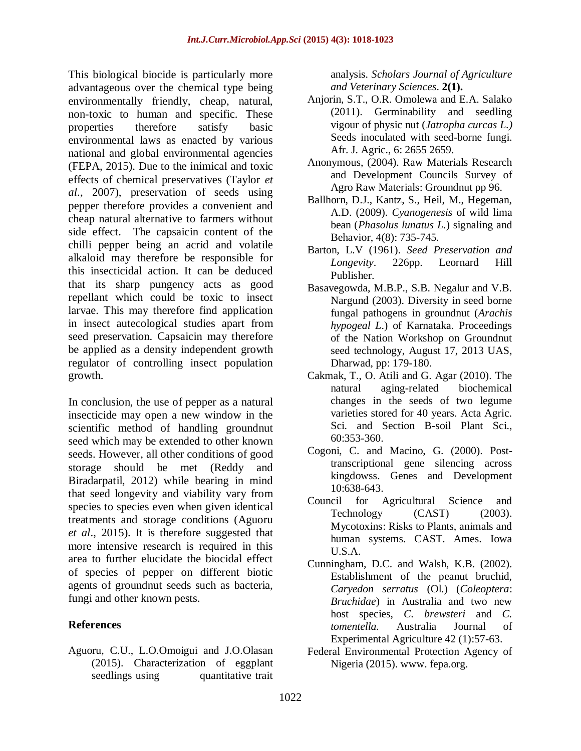This biological biocide is particularly more advantageous over the chemical type being environmentally friendly, cheap, natural, non-toxic to human and specific. These properties therefore satisfy basic environmental laws as enacted by various national and global environmental agencies (FEPA, 2015). Due to the inimical and toxic effects of chemical preservatives (Taylor *et al*., 2007), preservation of seeds using pepper therefore provides a convenient and cheap natural alternative to farmers without side effect. The capsaicin content of the chilli pepper being an acrid and volatile alkaloid may therefore be responsible for this insecticidal action. It can be deduced that its sharp pungency acts as good repellant which could be toxic to insect larvae. This may therefore find application in insect autecological studies apart from seed preservation. Capsaicin may therefore be applied as a density independent growth regulator of controlling insect population growth.

In conclusion, the use of pepper as a natural insecticide may open a new window in the scientific method of handling groundnut seed which may be extended to other known seeds. However, all other conditions of good storage should be met (Reddy and Biradarpatil, 2012) while bearing in mind that seed longevity and viability vary from species to species even when given identical treatments and storage conditions (Aguoru *et al*., 2015). It is therefore suggested that more intensive research is required in this area to further elucidate the biocidal effect of species of pepper on different biotic agents of groundnut seeds such as bacteria, fungi and other known pests.

## References

Aguoru, C.U., L.O.Omoigui and J.O.Olasan (2015). Characterization of eggplant seedlings using quantitative trait analysis. *Scholars Journal of Agriculture and Veterinary Sciences*. **2(1).**

Anjorin, S.T., O.R. Omolewa and E.A. Salako (2011). Germinability and seedling vigour of physic nut (*Jatropha curcas L.)* Seeds inoculated with seed-borne fungi. Afr. J. Agric., 6: 2655 2659.

Anonymous, (2004). Raw Materials Research and Development Councils Survey of Agro Raw Materials: Groundnut pp 96.

Ballhorn, D.J., Kantz, S., Heil, M., Hegeman, A.D. (2009). *Cyanogenesis* of wild lima bean (*Phasolus lunatus L.*) signaling and Behavior, 4(8): 735-745.

Barton, L.V (1961). *Seed Preservation and Longevity*. 226pp. Leornard Hill Publisher.

Basavegowda, M.B.P., S.B. Negalur and V.B. Nargund (2003). Diversity in seed borne fungal pathogens in groundnut (*Arachis hypogeal L.*) of Karnataka. Proceedings of the Nation Workshop on Groundnut seed technology, August 17, 2013 UAS, Dharwad, pp: 179-180.

Cakmak, T., O. Atili and G. Agar (2010). The natural aging-related biochemical changes in the seeds of two legume varieties stored for 40 years. Acta Agric. Sci. and Section B-soil Plant Sci., 60:353-360.

Cogoni, C. and Macino, G. (2000). Post-transcriptional gene silencing across kingdowss. Genes and Development 10:638-643.

Council for Agricultural Science and Technology (CAST) (2003). Mycotoxins: Risks to Plants, animals and human systems. CAST. Ames. Iowa U.S.A.

Cunningham, D.C. and Walsh, K.B. (2002). Establishment of the peanut bruchid, *Caryedon serratus* (Ol.) (*Coleoptera*: *Bruchidae*) in Australia and two new host species, *C. brewsteri* and *C. tomentella.* Australia Journal of Experimental Agriculture 42 (1):57-63.

Federal Environmental Protection Agency of Nigeria (2015). www. fepa.org.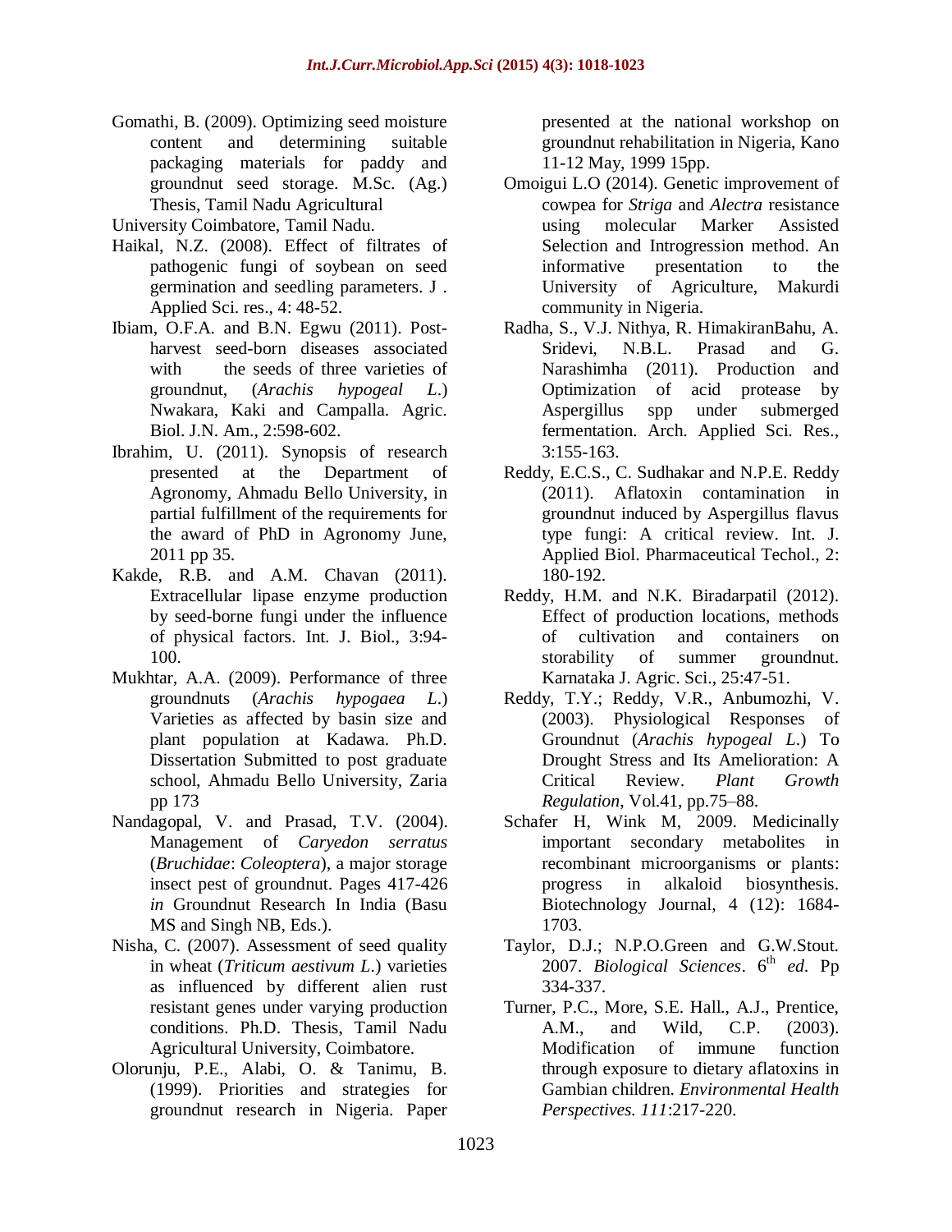Gomathi, B. (2009). Optimizing seed moisture content and determining suitable packaging materials for paddy and groundnut seed storage. M.Sc. (Ag.) Thesis, Tamil Nadu Agricultural University Coimbatore, Tamil Nadu.

Haikal, N.Z. (2008). Effect of filtrates of pathogenic fungi of soybean on seed germination and seedling parameters. J . Applied Sci. res., 4: 48-52.

Ibiam, O.F.A. and B.N. Egwu (2011). Post-harvest seed-born diseases associated with the seeds of three varieties of groundnut, (*Arachis hypogeal L.*) Nwakara, Kaki and Campalla. Agric. Biol. J.N. Am., 2:598-602.

Ibrahim, U. (2011). Synopsis of research presented at the Department of Agronomy, Ahmadu Bello University, in partial fulfillment of the requirements for the award of PhD in Agronomy June, 2011 pp 35.

Kakde, R.B. and A.M. Chavan (2011). Extracellular lipase enzyme production by seed-borne fungi under the influence of physical factors. Int. J. Biol., 3:94-100.

Mukhtar, A.A. (2009). Performance of three groundnuts (*Arachis hypogaea L.*) Varieties as affected by basin size and plant population at Kadawa. Ph.D. Dissertation Submitted to post graduate school, Ahmadu Bello University, Zaria pp 173

Nandagopal, V. and Prasad, T.V. (2004). Management of *Caryedon serratus* (*Bruchidae*: *Coleoptera*), a major storage insect pest of groundnut. Pages 417-426 *in* Groundnut Research In India (Basu MS and Singh NB, Eds.).

Nisha, C. (2007). Assessment of seed quality in wheat (*Triticum aestivum L.*) varieties as influenced by different alien rust resistant genes under varying production conditions. Ph.D. Thesis, Tamil Nadu Agricultural University, Coimbatore.

Olorunju, P.E., Alabi, O. & Tanimu, B. (1999). Priorities and strategies for groundnut research in Nigeria. Paper presented at the national workshop on groundnut rehabilitation in Nigeria, Kano 11-12 May, 1999 15pp.

Omoigui L.O (2014). Genetic improvement of cowpea for *Striga* and *Alectra* resistance using molecular Marker Assisted Selection and Introgression method. An informative presentation to the University of Agriculture, Makurdi community in Nigeria.

Radha, S., V.J. Nithya, R. HimakiranBahu, A. Sridevi, N.B.L. Prasad and G. Narashimha (2011). Production and Optimization of acid protease by Aspergillus spp under submerged fermentation. Arch. Applied Sci. Res., 3:155-163.

Reddy, E.C.S., C. Sudhakar and N.P.E. Reddy (2011). Aflatoxin contamination in groundnut induced by Aspergillus flavus type fungi: A critical review. Int. J. Applied Biol. Pharmaceutical Techol., 2: 180-192.

Reddy, H.M. and N.K. Biradarpatil (2012). Effect of production locations, methods of cultivation and containers on storability of summer groundnut. Karnataka J. Agric. Sci., 25:47-51.

Reddy, T.Y.; Reddy, V.R., Anbumozhi, V. (2003). Physiological Responses of Groundnut (*Arachis hypogeal L.*) To Drought Stress and Its Amelioration: A Critical Review. *Plant Growth Regulation*, Vol.41, pp.75–88.

Schafer H, Wink M, 2009. Medicinally important secondary metabolites in recombinant microorganisms or plants: progress in alkaloid biosynthesis. Biotechnology Journal, 4 (12): 1684-1703.

Taylor, D.J.; N.P.O.Green and G.W.Stout. 2007. *Biological Sciences*. 6th *ed*. Pp 334-337.

Turner, P.C., More, S.E. Hall., A.J., Prentice, A.M., and Wild, C.P. (2003). Modification of immune function through exposure to dietary aflatoxins in Gambian children. *Environmental Health Perspectives. 111*:217-220.